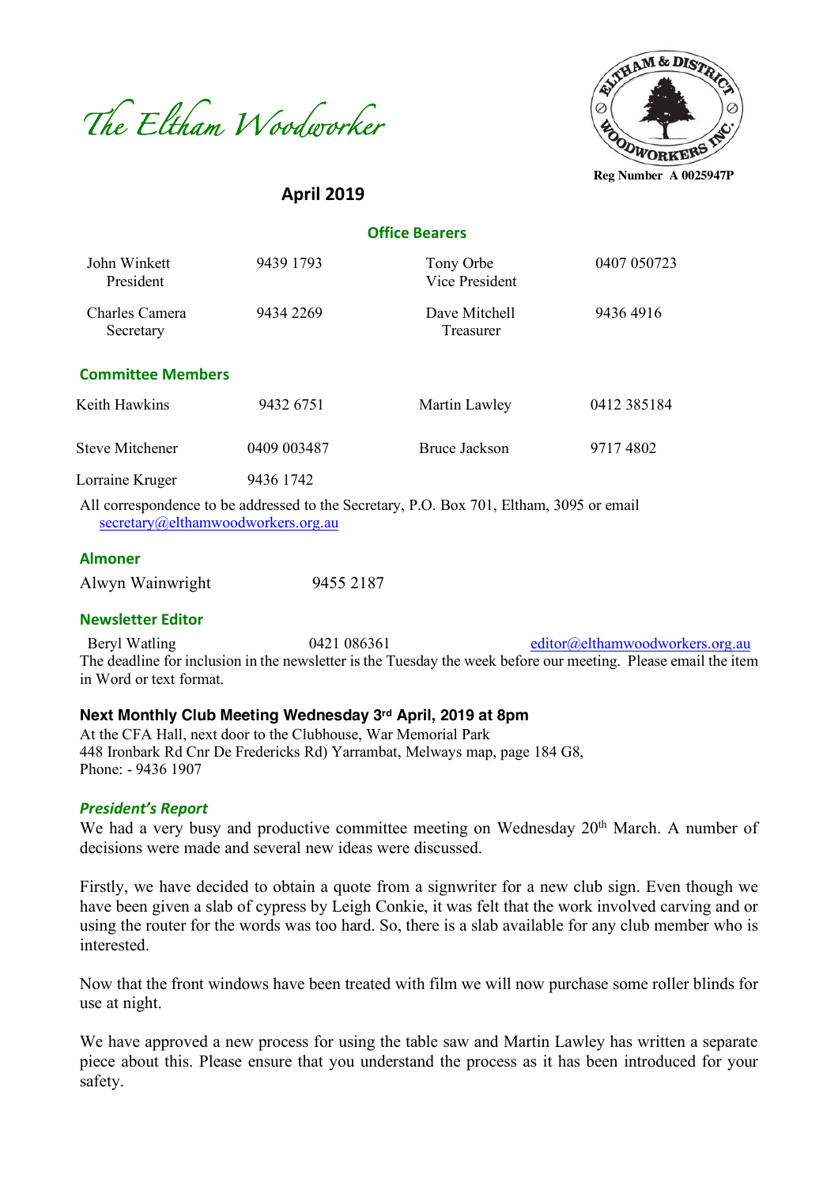# *The Eltham Woodworker*

ELTHAM & DISTRICT WOODWORKERS INC.

**Reg Number A 0025947P**

## April 2019

### Office Bearers

| | | | |
|---|---|---|---|
| John Winkett<br>President | 9439 1793 | Tony Orbe<br>Vice President | 0407 050723 |
| Charles Camera<br>Secretary | 9434 2269 | Dave Mitchell<br>Treasurer | 9436 4916 |

### Committee Members

| | | | |
|---|---|---|---|
| Keith Hawkins | 9432 6751 | Martin Lawley | 0412 385184 |
| Steve Mitchener | 0409 003487 | Bruce Jackson | 9717 4802 |
| Lorraine Kruger | 9436 1742 | | |

All correspondence to be addressed to the Secretary, P.O. Box 701, Eltham, 3095 or email secretary@elthamwoodworkers.org.au

### Almoner

Alwyn Wainwright 9455 2187

### Newsletter Editor

Beryl Watling 0421 086361 editor@elthamwoodworkers.org.au

The deadline for inclusion in the newsletter is the Tuesday the week before our meeting. Please email the item in Word or text format.

**Next Monthly Club Meeting Wednesday 3rd April, 2019 at 8pm**

At the CFA Hall, next door to the Clubhouse, War Memorial Park
448 Ironbark Rd Cnr De Fredericks Rd) Yarrambat, Melways map, page 184 G8,
Phone: - 9436 1907

### *President's Report*

We had a very busy and productive committee meeting on Wednesday 20th March. A number of decisions were made and several new ideas were discussed.

Firstly, we have decided to obtain a quote from a signwriter for a new club sign. Even though we have been given a slab of cypress by Leigh Conkie, it was felt that the work involved carving and or using the router for the words was too hard. So, there is a slab available for any club member who is interested.

Now that the front windows have been treated with film we will now purchase some roller blinds for use at night.

We have approved a new process for using the table saw and Martin Lawley has written a separate piece about this. Please ensure that you understand the process as it has been introduced for your safety.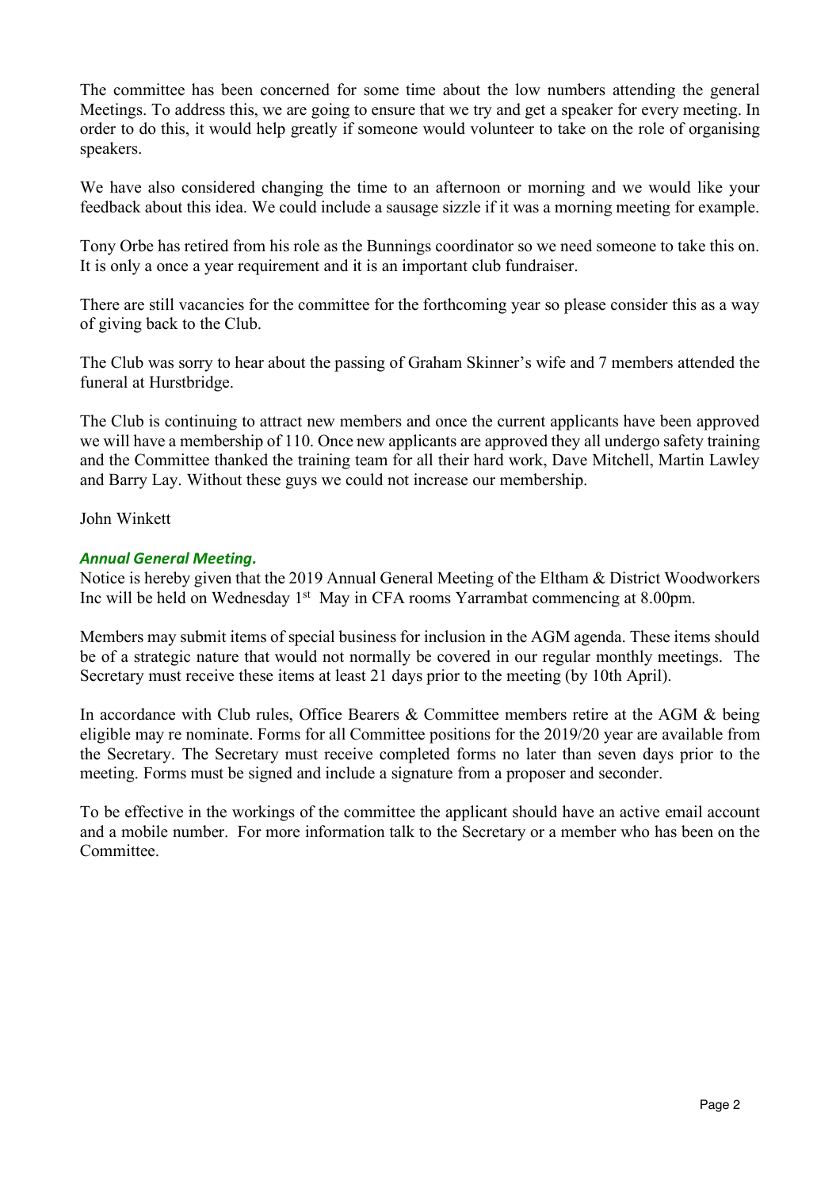The committee has been concerned for some time about the low numbers attending the general Meetings. To address this, we are going to ensure that we try and get a speaker for every meeting. In order to do this, it would help greatly if someone would volunteer to take on the role of organising speakers.

We have also considered changing the time to an afternoon or morning and we would like your feedback about this idea. We could include a sausage sizzle if it was a morning meeting for example.

Tony Orbe has retired from his role as the Bunnings coordinator so we need someone to take this on. It is only a once a year requirement and it is an important club fundraiser.

There are still vacancies for the committee for the forthcoming year so please consider this as a way of giving back to the Club.

The Club was sorry to hear about the passing of Graham Skinner's wife and 7 members attended the funeral at Hurstbridge.

The Club is continuing to attract new members and once the current applicants have been approved we will have a membership of 110. Once new applicants are approved they all undergo safety training and the Committee thanked the training team for all their hard work, Dave Mitchell, Martin Lawley and Barry Lay. Without these guys we could not increase our membership.

John Winkett

### *Annual General Meeting.*

Notice is hereby given that the 2019 Annual General Meeting of the Eltham & District Woodworkers Inc will be held on Wednesday 1st May in CFA rooms Yarrambat commencing at 8.00pm.

Members may submit items of special business for inclusion in the AGM agenda. These items should be of a strategic nature that would not normally be covered in our regular monthly meetings. The Secretary must receive these items at least 21 days prior to the meeting (by 10th April).

In accordance with Club rules, Office Bearers & Committee members retire at the AGM & being eligible may re nominate. Forms for all Committee positions for the 2019/20 year are available from the Secretary. The Secretary must receive completed forms no later than seven days prior to the meeting. Forms must be signed and include a signature from a proposer and seconder.

To be effective in the workings of the committee the applicant should have an active email account and a mobile number. For more information talk to the Secretary or a member who has been on the Committee.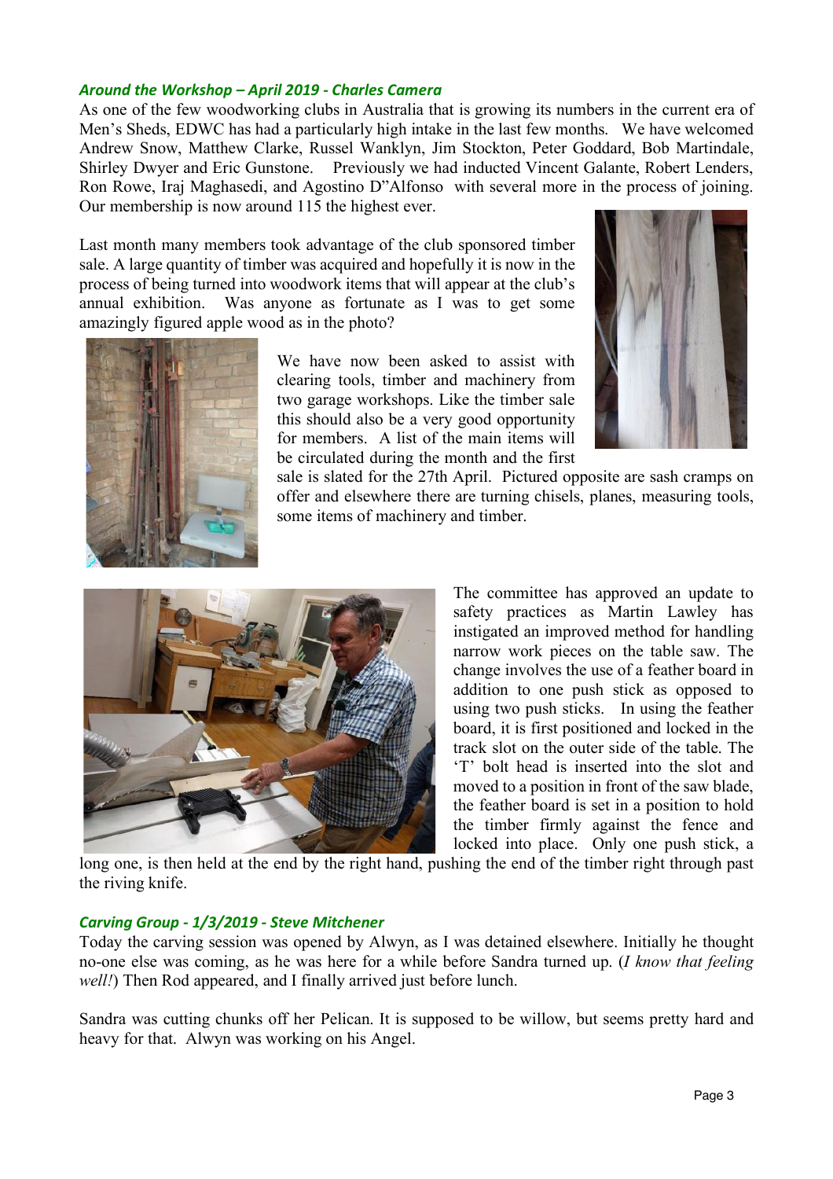### *Around the Workshop – April 2019 - Charles Camera*

As one of the few woodworking clubs in Australia that is growing its numbers in the current era of Men's Sheds, EDWC has had a particularly high intake in the last few months. We have welcomed Andrew Snow, Matthew Clarke, Russel Wanklyn, Jim Stockton, Peter Goddard, Bob Martindale, Shirley Dwyer and Eric Gunstone. Previously we had inducted Vincent Galante, Robert Lenders, Ron Rowe, Iraj Maghasedi, and Agostino D"Alfonso with several more in the process of joining. Our membership is now around 115 the highest ever.

Last month many members took advantage of the club sponsored timber sale. A large quantity of timber was acquired and hopefully it is now in the process of being turned into woodwork items that will appear at the club's annual exhibition. Was anyone as fortunate as I was to get some amazingly figured apple wood as in the photo?

We have now been asked to assist with clearing tools, timber and machinery from two garage workshops. Like the timber sale this should also be a very good opportunity for members. A list of the main items will be circulated during the month and the first sale is slated for the 27th April. Pictured opposite are sash cramps on offer and elsewhere there are turning chisels, planes, measuring tools, some items of machinery and timber.

The committee has approved an update to safety practices as Martin Lawley has instigated an improved method for handling narrow work pieces on the table saw. The change involves the use of a feather board in addition to one push stick as opposed to using two push sticks. In using the feather board, it is first positioned and locked in the track slot on the outer side of the table. The 'T' bolt head is inserted into the slot and moved to a position in front of the saw blade, the feather board is set in a position to hold the timber firmly against the fence and locked into place. Only one push stick, a long one, is then held at the end by the right hand, pushing the end of the timber right through past the riving knife.

### *Carving Group - 1/3/2019 - Steve Mitchener*

Today the carving session was opened by Alwyn, as I was detained elsewhere. Initially he thought no-one else was coming, as he was here for a while before Sandra turned up. (*I know that feeling well!*) Then Rod appeared, and I finally arrived just before lunch.

Sandra was cutting chunks off her Pelican. It is supposed to be willow, but seems pretty hard and heavy for that. Alwyn was working on his Angel.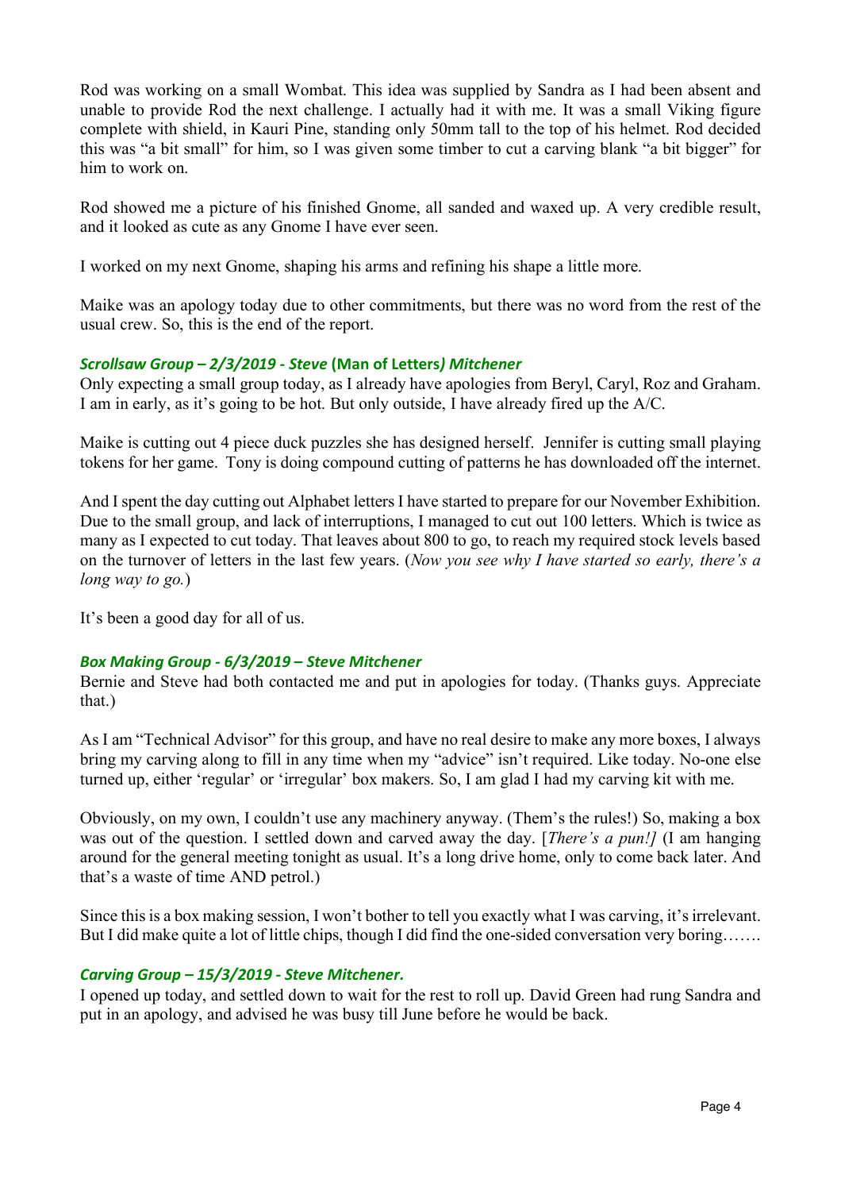Rod was working on a small Wombat. This idea was supplied by Sandra as I had been absent and unable to provide Rod the next challenge. I actually had it with me. It was a small Viking figure complete with shield, in Kauri Pine, standing only 50mm tall to the top of his helmet. Rod decided this was "a bit small" for him, so I was given some timber to cut a carving blank "a bit bigger" for him to work on.

Rod showed me a picture of his finished Gnome, all sanded and waxed up. A very credible result, and it looked as cute as any Gnome I have ever seen.

I worked on my next Gnome, shaping his arms and refining his shape a little more.

Maike was an apology today due to other commitments, but there was no word from the rest of the usual crew. So, this is the end of the report.

### *Scrollsaw Group – 2/3/2019 - Steve* **(Man of Letters***) Mitchener*

Only expecting a small group today, as I already have apologies from Beryl, Caryl, Roz and Graham. I am in early, as it's going to be hot. But only outside, I have already fired up the A/C.

Maike is cutting out 4 piece duck puzzles she has designed herself. Jennifer is cutting small playing tokens for her game. Tony is doing compound cutting of patterns he has downloaded off the internet.

And I spent the day cutting out Alphabet letters I have started to prepare for our November Exhibition. Due to the small group, and lack of interruptions, I managed to cut out 100 letters. Which is twice as many as I expected to cut today. That leaves about 800 to go, to reach my required stock levels based on the turnover of letters in the last few years. (*Now you see why I have started so early, there's a long way to go.*)

It's been a good day for all of us.

### *Box Making Group - 6/3/2019 – Steve Mitchener*

Bernie and Steve had both contacted me and put in apologies for today. (Thanks guys. Appreciate that.)

As I am "Technical Advisor" for this group, and have no real desire to make any more boxes, I always bring my carving along to fill in any time when my "advice" isn't required. Like today. No-one else turned up, either 'regular' or 'irregular' box makers. So, I am glad I had my carving kit with me.

Obviously, on my own, I couldn't use any machinery anyway. (Them's the rules!) So, making a box was out of the question. I settled down and carved away the day. [*There's a pun!]* (I am hanging around for the general meeting tonight as usual. It's a long drive home, only to come back later. And that's a waste of time AND petrol.)

Since this is a box making session, I won't bother to tell you exactly what I was carving, it's irrelevant. But I did make quite a lot of little chips, though I did find the one-sided conversation very boring…….

### *Carving Group – 15/3/2019 - Steve Mitchener.*

I opened up today, and settled down to wait for the rest to roll up. David Green had rung Sandra and put in an apology, and advised he was busy till June before he would be back.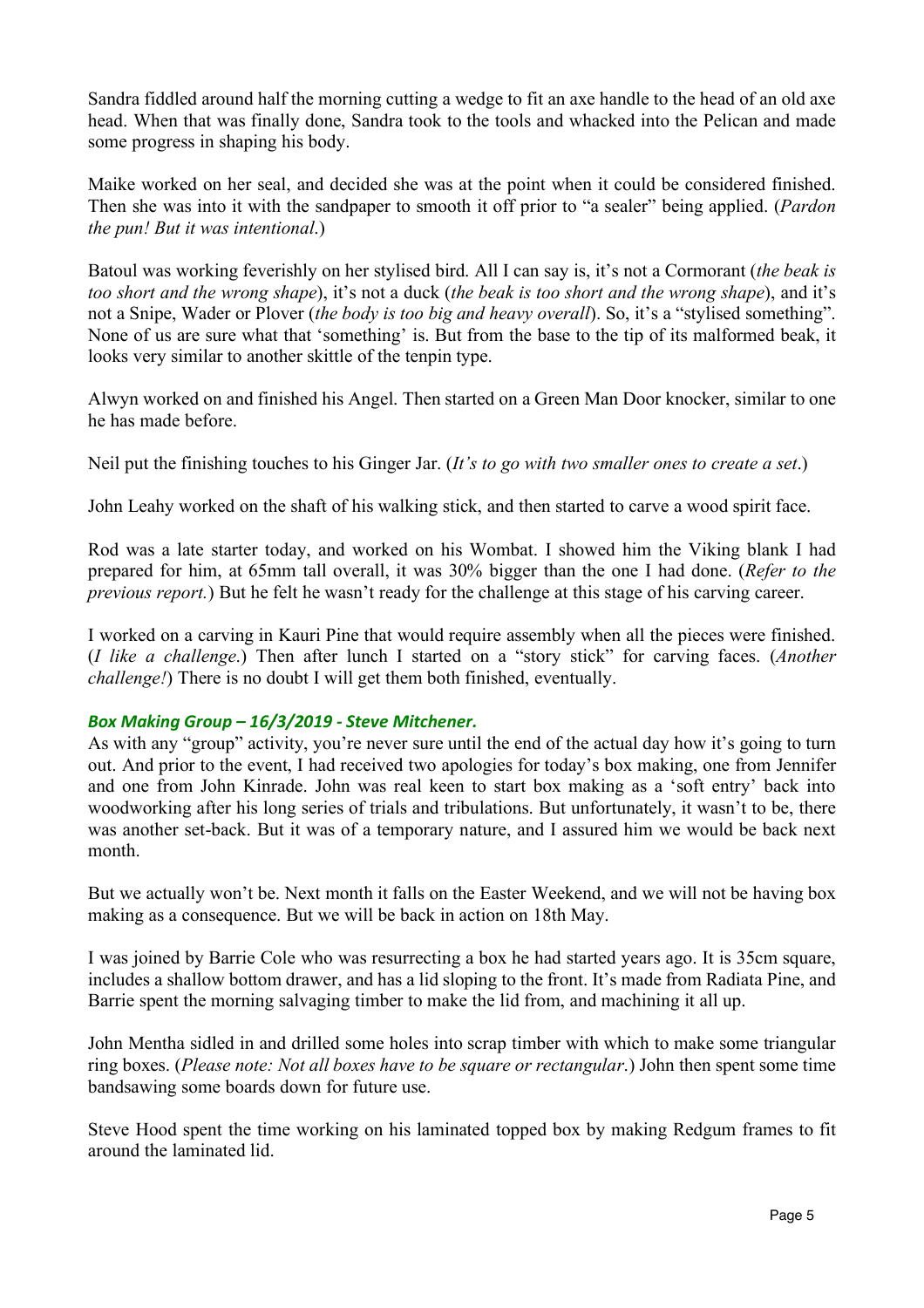Sandra fiddled around half the morning cutting a wedge to fit an axe handle to the head of an old axe head. When that was finally done, Sandra took to the tools and whacked into the Pelican and made some progress in shaping his body.

Maike worked on her seal, and decided she was at the point when it could be considered finished. Then she was into it with the sandpaper to smooth it off prior to "a sealer" being applied. (*Pardon the pun! But it was intentional*.)

Batoul was working feverishly on her stylised bird. All I can say is, it's not a Cormorant (*the beak is too short and the wrong shape*), it's not a duck (*the beak is too short and the wrong shape*), and it's not a Snipe, Wader or Plover (*the body is too big and heavy overall*). So, it's a "stylised something". None of us are sure what that 'something' is. But from the base to the tip of its malformed beak, it looks very similar to another skittle of the tenpin type.

Alwyn worked on and finished his Angel. Then started on a Green Man Door knocker, similar to one he has made before.

Neil put the finishing touches to his Ginger Jar. (*It's to go with two smaller ones to create a set*.)

John Leahy worked on the shaft of his walking stick, and then started to carve a wood spirit face.

Rod was a late starter today, and worked on his Wombat. I showed him the Viking blank I had prepared for him, at 65mm tall overall, it was 30% bigger than the one I had done. (*Refer to the previous report.*) But he felt he wasn't ready for the challenge at this stage of his carving career.

I worked on a carving in Kauri Pine that would require assembly when all the pieces were finished. (*I like a challenge*.) Then after lunch I started on a "story stick" for carving faces. (*Another challenge!*) There is no doubt I will get them both finished, eventually.

### *Box Making Group – 16/3/2019 - Steve Mitchener.*

As with any "group" activity, you're never sure until the end of the actual day how it's going to turn out. And prior to the event, I had received two apologies for today's box making, one from Jennifer and one from John Kinrade. John was real keen to start box making as a 'soft entry' back into woodworking after his long series of trials and tribulations. But unfortunately, it wasn't to be, there was another set-back. But it was of a temporary nature, and I assured him we would be back next month.

But we actually won't be. Next month it falls on the Easter Weekend, and we will not be having box making as a consequence. But we will be back in action on 18th May.

I was joined by Barrie Cole who was resurrecting a box he had started years ago. It is 35cm square, includes a shallow bottom drawer, and has a lid sloping to the front. It's made from Radiata Pine, and Barrie spent the morning salvaging timber to make the lid from, and machining it all up.

John Mentha sidled in and drilled some holes into scrap timber with which to make some triangular ring boxes. (*Please note: Not all boxes have to be square or rectangular*.) John then spent some time bandsawing some boards down for future use.

Steve Hood spent the time working on his laminated topped box by making Redgum frames to fit around the laminated lid.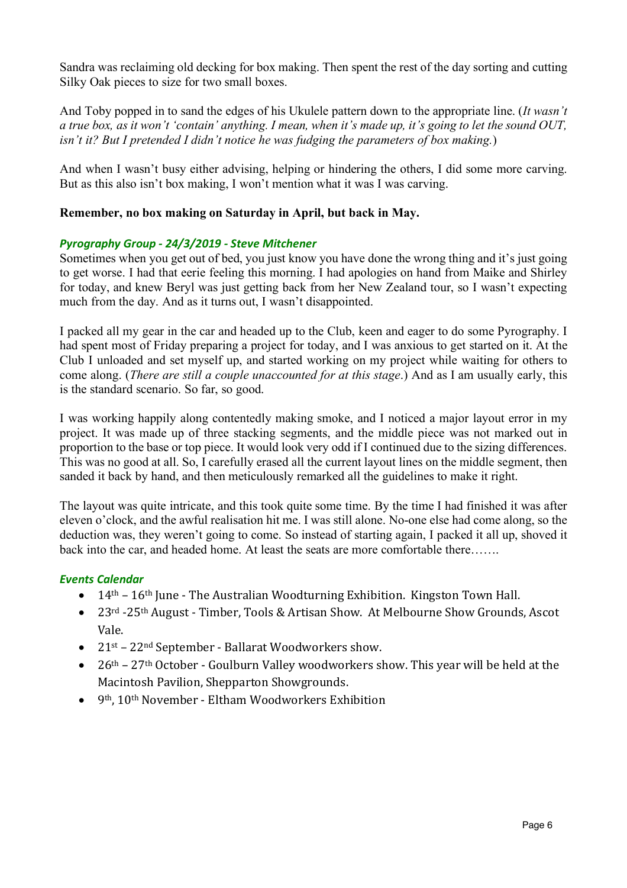Sandra was reclaiming old decking for box making. Then spent the rest of the day sorting and cutting Silky Oak pieces to size for two small boxes.

And Toby popped in to sand the edges of his Ukulele pattern down to the appropriate line. (*It wasn't a true box, as it won't 'contain' anything. I mean, when it's made up, it's going to let the sound OUT, isn't it? But I pretended I didn't notice he was fudging the parameters of box making.*)

And when I wasn't busy either advising, helping or hindering the others, I did some more carving. But as this also isn't box making, I won't mention what it was I was carving.

**Remember, no box making on Saturday in April, but back in May.**

### *Pyrography Group - 24/3/2019 - Steve Mitchener*

Sometimes when you get out of bed, you just know you have done the wrong thing and it's just going to get worse. I had that eerie feeling this morning. I had apologies on hand from Maike and Shirley for today, and knew Beryl was just getting back from her New Zealand tour, so I wasn't expecting much from the day. And as it turns out, I wasn't disappointed.

I packed all my gear in the car and headed up to the Club, keen and eager to do some Pyrography. I had spent most of Friday preparing a project for today, and I was anxious to get started on it. At the Club I unloaded and set myself up, and started working on my project while waiting for others to come along. (*There are still a couple unaccounted for at this stage*.) And as I am usually early, this is the standard scenario. So far, so good.

I was working happily along contentedly making smoke, and I noticed a major layout error in my project. It was made up of three stacking segments, and the middle piece was not marked out in proportion to the base or top piece. It would look very odd if I continued due to the sizing differences. This was no good at all. So, I carefully erased all the current layout lines on the middle segment, then sanded it back by hand, and then meticulously remarked all the guidelines to make it right.

The layout was quite intricate, and this took quite some time. By the time I had finished it was after eleven o'clock, and the awful realisation hit me. I was still alone. No-one else had come along, so the deduction was, they weren't going to come. So instead of starting again, I packed it all up, shoved it back into the car, and headed home. At least the seats are more comfortable there…….

### *Events Calendar*

- 14th – 16th June - The Australian Woodturning Exhibition. Kingston Town Hall.
- 23rd -25th August - Timber, Tools & Artisan Show. At Melbourne Show Grounds, Ascot Vale.
- 21st – 22nd September - Ballarat Woodworkers show.
- 26th – 27th October - Goulburn Valley woodworkers show. This year will be held at the Macintosh Pavilion, Shepparton Showgrounds.
- 9th, 10th November - Eltham Woodworkers Exhibition